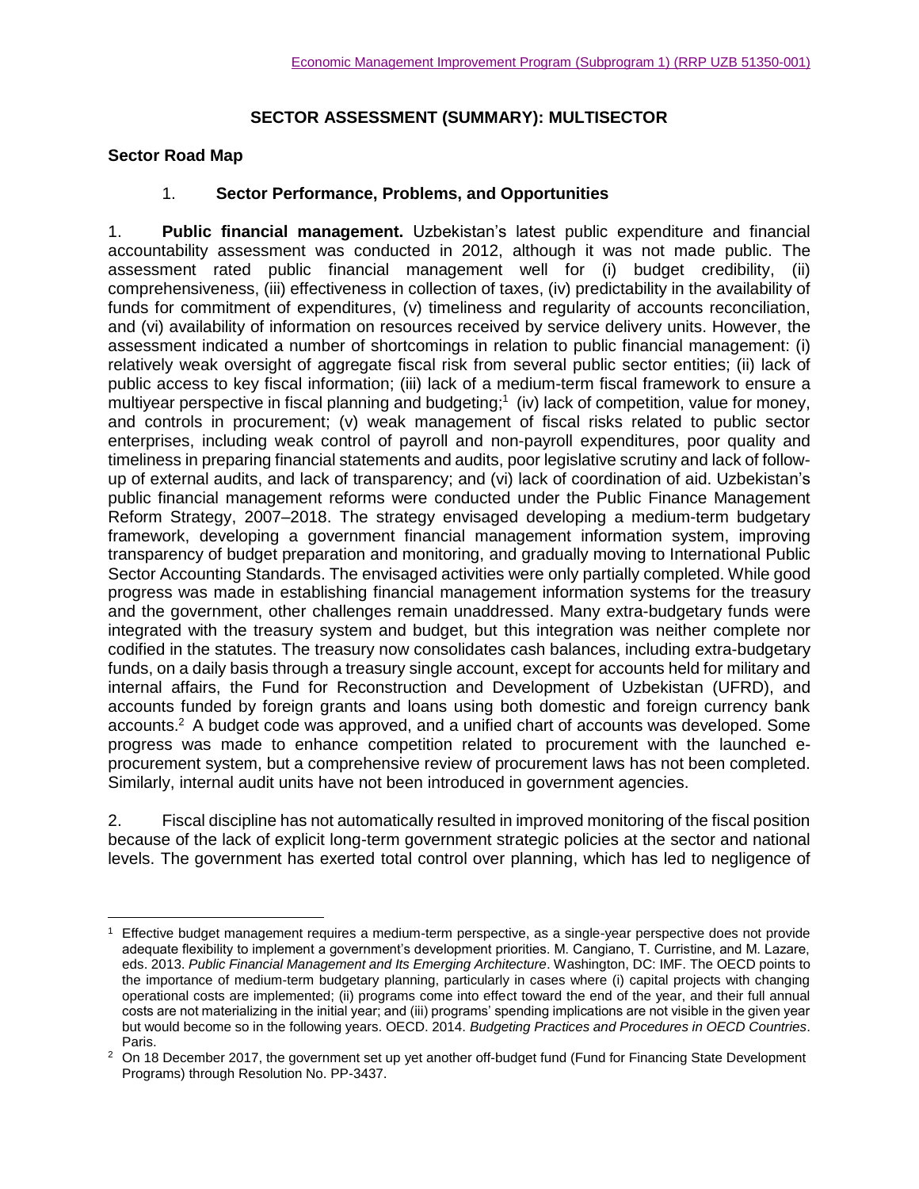# SECTOR ASSESSMENT (SUMMARY): MULTISECTOR

## Sector Road Map

### 1. Sector Performance, Problems, and Opportunities

1. **Public financial management.** Uzbekistan's latest public expenditure and financial accountability assessment was conducted in 2012, although it was not made public. The assessment rated public financial management well for (i) budget credibility, (ii) comprehensiveness, (iii) effectiveness in collection of taxes, (iv) predictability in the availability of funds for commitment of expenditures, (v) timeliness and regularity of accounts reconciliation, and (vi) availability of information on resources received by service delivery units. However, the assessment indicated a number of shortcomings in relation to public financial management: (i) relatively weak oversight of aggregate fiscal risk from several public sector entities; (ii) lack of public access to key fiscal information; (iii) lack of a medium-term fiscal framework to ensure a multiyear perspective in fiscal planning and budgeting;[1] (iv) lack of competition, value for money, and controls in procurement; (v) weak management of fiscal risks related to public sector enterprises, including weak control of payroll and non-payroll expenditures, poor quality and timeliness in preparing financial statements and audits, poor legislative scrutiny and lack of follow-up of external audits, and lack of transparency; and (vi) lack of coordination of aid. Uzbekistan's public financial management reforms were conducted under the Public Finance Management Reform Strategy, 2007–2018. The strategy envisaged developing a medium-term budgetary framework, developing a government financial management information system, improving transparency of budget preparation and monitoring, and gradually moving to International Public Sector Accounting Standards. The envisaged activities were only partially completed. While good progress was made in establishing financial management information systems for the treasury and the government, other challenges remain unaddressed. Many extra-budgetary funds were integrated with the treasury system and budget, but this integration was neither complete nor codified in the statutes. The treasury now consolidates cash balances, including extra-budgetary funds, on a daily basis through a treasury single account, except for accounts held for military and internal affairs, the Fund for Reconstruction and Development of Uzbekistan (UFRD), and accounts funded by foreign grants and loans using both domestic and foreign currency bank accounts.[2] A budget code was approved, and a unified chart of accounts was developed. Some progress was made to enhance competition related to procurement with the launched e-procurement system, but a comprehensive review of procurement laws has not been completed. Similarly, internal audit units have not been introduced in government agencies.

2. Fiscal discipline has not automatically resulted in improved monitoring of the fiscal position because of the lack of explicit long-term government strategic policies at the sector and national levels. The government has exerted total control over planning, which has led to negligence of

---

[1] Effective budget management requires a medium-term perspective, as a single-year perspective does not provide adequate flexibility to implement a government's development priorities. M. Cangiano, T. Curristine, and M. Lazare, eds. 2013. *Public Financial Management and Its Emerging Architecture*. Washington, DC: IMF. The OECD points to the importance of medium-term budgetary planning, particularly in cases where (i) capital projects with changing operational costs are implemented; (ii) programs come into effect toward the end of the year, and their full annual costs are not materializing in the initial year; and (iii) programs' spending implications are not visible in the given year but would become so in the following years. OECD. 2014. *Budgeting Practices and Procedures in OECD Countries*. Paris.

[2] On 18 December 2017, the government set up yet another off-budget fund (Fund for Financing State Development Programs) through Resolution No. PP-3437.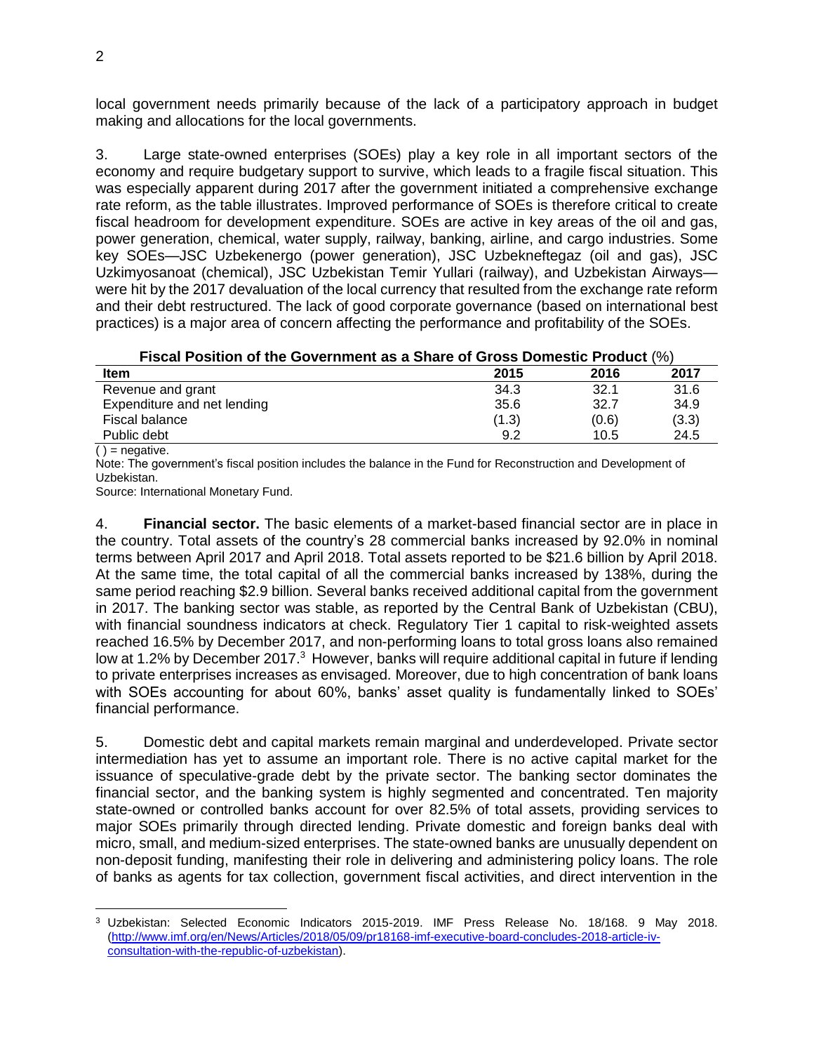local government needs primarily because of the lack of a participatory approach in budget making and allocations for the local governments.

3. Large state-owned enterprises (SOEs) play a key role in all important sectors of the economy and require budgetary support to survive, which leads to a fragile fiscal situation. This was especially apparent during 2017 after the government initiated a comprehensive exchange rate reform, as the table illustrates. Improved performance of SOEs is therefore critical to create fiscal headroom for development expenditure. SOEs are active in key areas of the oil and gas, power generation, chemical, water supply, railway, banking, airline, and cargo industries. Some key SOEs—JSC Uzbekenergo (power generation), JSC Uzbekneftegaz (oil and gas), JSC Uzkimyosanoat (chemical), JSC Uzbekistan Temir Yullari (railway), and Uzbekistan Airways—were hit by the 2017 devaluation of the local currency that resulted from the exchange rate reform and their debt restructured. The lack of good corporate governance (based on international best practices) is a major area of concern affecting the performance and profitability of the SOEs.

**Fiscal Position of the Government as a Share of Gross Domestic Product** (%)

| Item | 2015 | 2016 | 2017 |
|---|---|---|---|
| Revenue and grant | 34.3 | 32.1 | 31.6 |
| Expenditure and net lending | 35.6 | 32.7 | 34.9 |
| Fiscal balance | (1.3) | (0.6) | (3.3) |
| Public debt | 9.2 | 10.5 | 24.5 |

( ) = negative.

Note: The government's fiscal position includes the balance in the Fund for Reconstruction and Development of Uzbekistan.

Source: International Monetary Fund.

4. **Financial sector.** The basic elements of a market-based financial sector are in place in the country. Total assets of the country's 28 commercial banks increased by 92.0% in nominal terms between April 2017 and April 2018. Total assets reported to be $21.6 billion by April 2018. At the same time, the total capital of all the commercial banks increased by 138%, during the same period reaching $2.9 billion. Several banks received additional capital from the government in 2017. The banking sector was stable, as reported by the Central Bank of Uzbekistan (CBU), with financial soundness indicators at check. Regulatory Tier 1 capital to risk-weighted assets reached 16.5% by December 2017, and non-performing loans to total gross loans also remained low at 1.2% by December 2017.[3] However, banks will require additional capital in future if lending to private enterprises increases as envisaged. Moreover, due to high concentration of bank loans with SOEs accounting for about 60%, banks' asset quality is fundamentally linked to SOEs' financial performance.

5. Domestic debt and capital markets remain marginal and underdeveloped. Private sector intermediation has yet to assume an important role. There is no active capital market for the issuance of speculative-grade debt by the private sector. The banking sector dominates the financial sector, and the banking system is highly segmented and concentrated. Ten majority state-owned or controlled banks account for over 82.5% of total assets, providing services to major SOEs primarily through directed lending. Private domestic and foreign banks deal with micro, small, and medium-sized enterprises. The state-owned banks are unusually dependent on non-deposit funding, manifesting their role in delivering and administering policy loans. The role of banks as agents for tax collection, government fiscal activities, and direct intervention in the

[3] Uzbekistan: Selected Economic Indicators 2015-2019. IMF Press Release No. 18/168. 9 May 2018. (http://www.imf.org/en/News/Articles/2018/05/09/pr18168-imf-executive-board-concludes-2018-article-iv-consultation-with-the-republic-of-uzbekistan).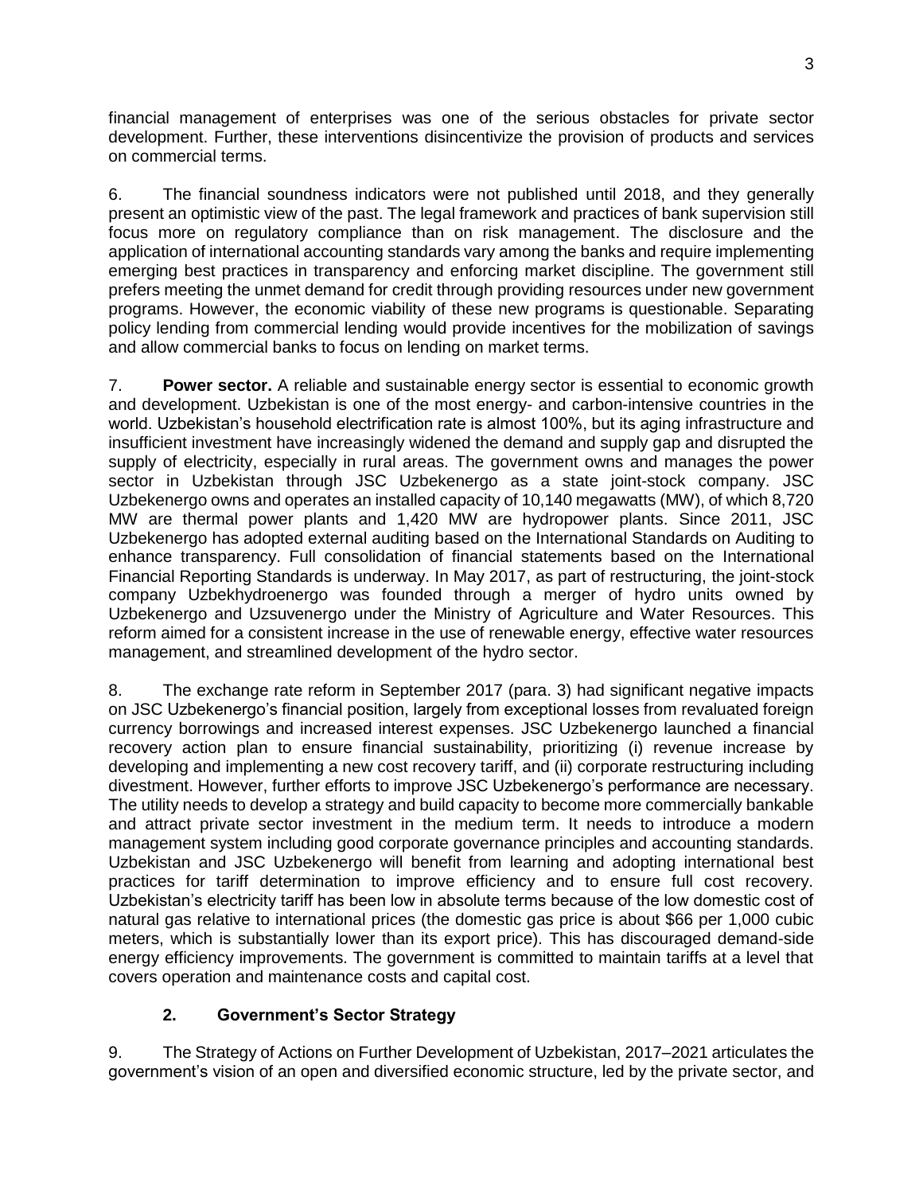financial management of enterprises was one of the serious obstacles for private sector development. Further, these interventions disincentivize the provision of products and services on commercial terms.

6. The financial soundness indicators were not published until 2018, and they generally present an optimistic view of the past. The legal framework and practices of bank supervision still focus more on regulatory compliance than on risk management. The disclosure and the application of international accounting standards vary among the banks and require implementing emerging best practices in transparency and enforcing market discipline. The government still prefers meeting the unmet demand for credit through providing resources under new government programs. However, the economic viability of these new programs is questionable. Separating policy lending from commercial lending would provide incentives for the mobilization of savings and allow commercial banks to focus on lending on market terms.

7. **Power sector.** A reliable and sustainable energy sector is essential to economic growth and development. Uzbekistan is one of the most energy- and carbon-intensive countries in the world. Uzbekistan's household electrification rate is almost 100%, but its aging infrastructure and insufficient investment have increasingly widened the demand and supply gap and disrupted the supply of electricity, especially in rural areas. The government owns and manages the power sector in Uzbekistan through JSC Uzbekenergo as a state joint-stock company. JSC Uzbekenergo owns and operates an installed capacity of 10,140 megawatts (MW), of which 8,720 MW are thermal power plants and 1,420 MW are hydropower plants. Since 2011, JSC Uzbekenergo has adopted external auditing based on the International Standards on Auditing to enhance transparency. Full consolidation of financial statements based on the International Financial Reporting Standards is underway. In May 2017, as part of restructuring, the joint-stock company Uzbekhydroenergo was founded through a merger of hydro units owned by Uzbekenergo and Uzsuvenergo under the Ministry of Agriculture and Water Resources. This reform aimed for a consistent increase in the use of renewable energy, effective water resources management, and streamlined development of the hydro sector.

8. The exchange rate reform in September 2017 (para. 3) had significant negative impacts on JSC Uzbekenergo's financial position, largely from exceptional losses from revaluated foreign currency borrowings and increased interest expenses. JSC Uzbekenergo launched a financial recovery action plan to ensure financial sustainability, prioritizing (i) revenue increase by developing and implementing a new cost recovery tariff, and (ii) corporate restructuring including divestment. However, further efforts to improve JSC Uzbekenergo's performance are necessary. The utility needs to develop a strategy and build capacity to become more commercially bankable and attract private sector investment in the medium term. It needs to introduce a modern management system including good corporate governance principles and accounting standards. Uzbekistan and JSC Uzbekenergo will benefit from learning and adopting international best practices for tariff determination to improve efficiency and to ensure full cost recovery. Uzbekistan's electricity tariff has been low in absolute terms because of the low domestic cost of natural gas relative to international prices (the domestic gas price is about $66 per 1,000 cubic meters, which is substantially lower than its export price). This has discouraged demand-side energy efficiency improvements. The government is committed to maintain tariffs at a level that covers operation and maintenance costs and capital cost.

### 2. Government's Sector Strategy

9. The Strategy of Actions on Further Development of Uzbekistan, 2017–2021 articulates the government's vision of an open and diversified economic structure, led by the private sector, and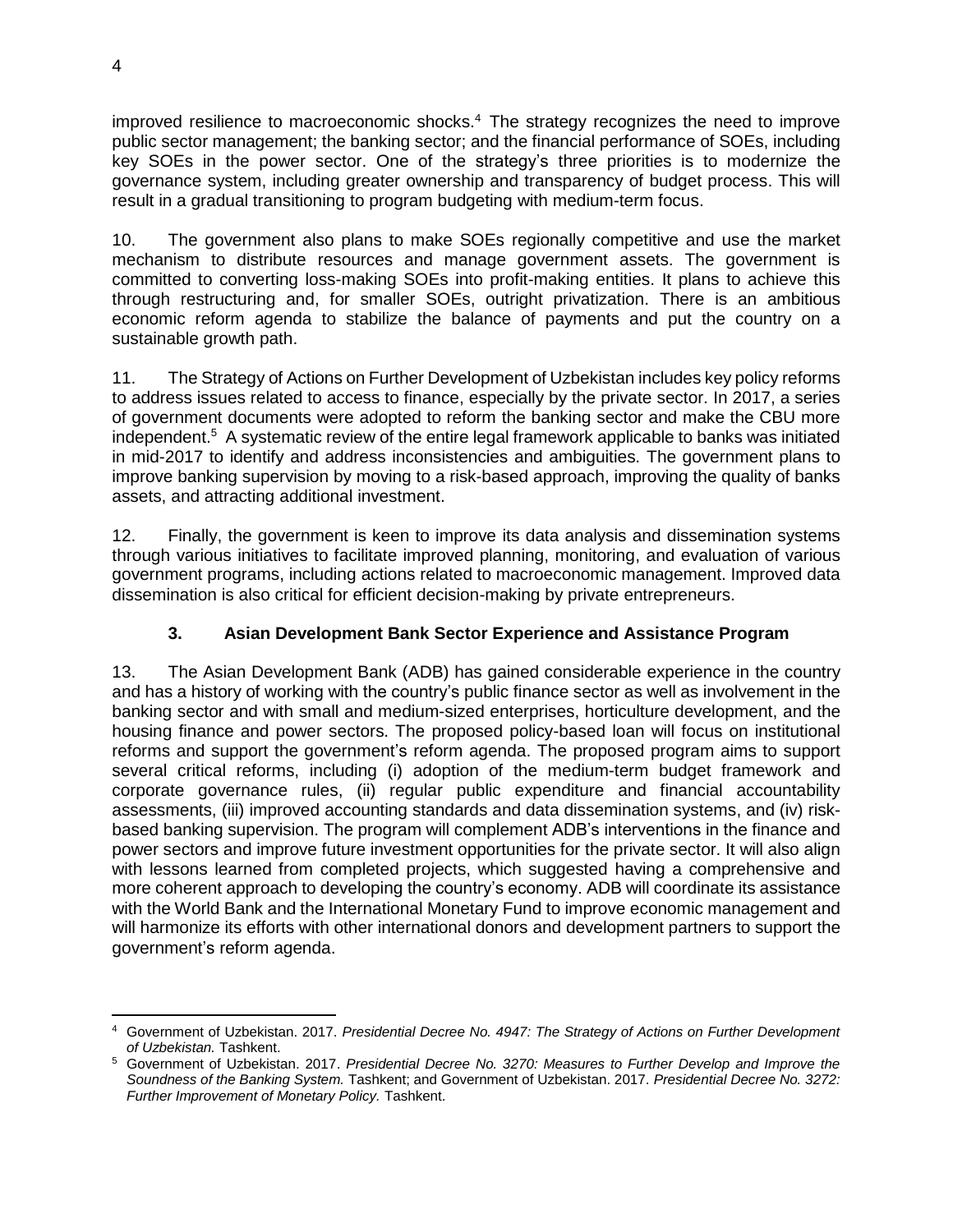improved resilience to macroeconomic shocks.[4] The strategy recognizes the need to improve public sector management; the banking sector; and the financial performance of SOEs, including key SOEs in the power sector. One of the strategy's three priorities is to modernize the governance system, including greater ownership and transparency of budget process. This will result in a gradual transitioning to program budgeting with medium-term focus.

10. The government also plans to make SOEs regionally competitive and use the market mechanism to distribute resources and manage government assets. The government is committed to converting loss-making SOEs into profit-making entities. It plans to achieve this through restructuring and, for smaller SOEs, outright privatization. There is an ambitious economic reform agenda to stabilize the balance of payments and put the country on a sustainable growth path.

11. The Strategy of Actions on Further Development of Uzbekistan includes key policy reforms to address issues related to access to finance, especially by the private sector. In 2017, a series of government documents were adopted to reform the banking sector and make the CBU more independent.[5] A systematic review of the entire legal framework applicable to banks was initiated in mid-2017 to identify and address inconsistencies and ambiguities. The government plans to improve banking supervision by moving to a risk-based approach, improving the quality of banks assets, and attracting additional investment.

12. Finally, the government is keen to improve its data analysis and dissemination systems through various initiatives to facilitate improved planning, monitoring, and evaluation of various government programs, including actions related to macroeconomic management. Improved data dissemination is also critical for efficient decision-making by private entrepreneurs.

### 3. Asian Development Bank Sector Experience and Assistance Program

13. The Asian Development Bank (ADB) has gained considerable experience in the country and has a history of working with the country's public finance sector as well as involvement in the banking sector and with small and medium-sized enterprises, horticulture development, and the housing finance and power sectors. The proposed policy-based loan will focus on institutional reforms and support the government's reform agenda. The proposed program aims to support several critical reforms, including (i) adoption of the medium-term budget framework and corporate governance rules, (ii) regular public expenditure and financial accountability assessments, (iii) improved accounting standards and data dissemination systems, and (iv) risk-based banking supervision. The program will complement ADB's interventions in the finance and power sectors and improve future investment opportunities for the private sector. It will also align with lessons learned from completed projects, which suggested having a comprehensive and more coherent approach to developing the country's economy. ADB will coordinate its assistance with the World Bank and the International Monetary Fund to improve economic management and will harmonize its efforts with other international donors and development partners to support the government's reform agenda.

---

[4] Government of Uzbekistan. 2017. *Presidential Decree No. 4947: The Strategy of Actions on Further Development of Uzbekistan.* Tashkent.

[5] Government of Uzbekistan. 2017. *Presidential Decree No. 3270: Measures to Further Develop and Improve the Soundness of the Banking System.* Tashkent; and Government of Uzbekistan. 2017. *Presidential Decree No. 3272: Further Improvement of Monetary Policy.* Tashkent.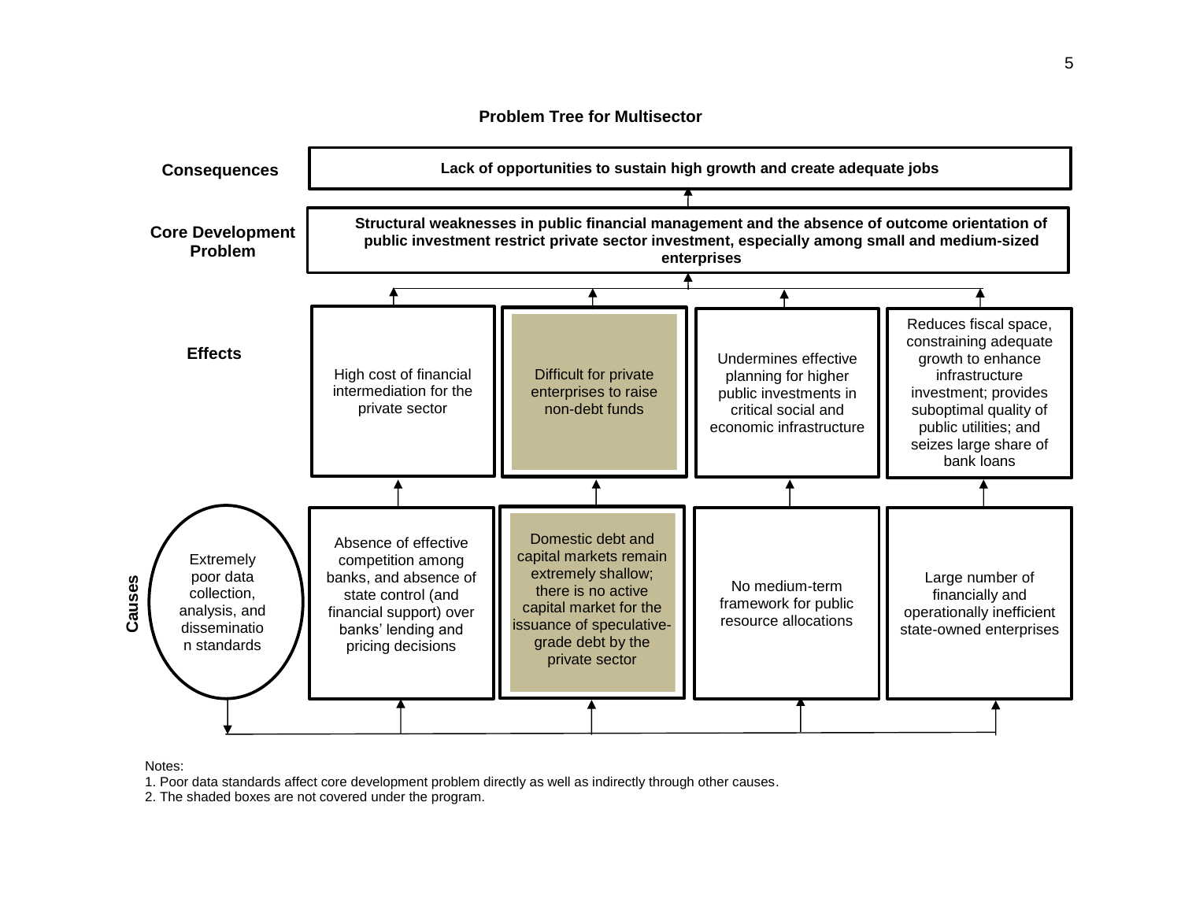## Problem Tree for Multisector

**Consequences**

**Lack of opportunities to sustain high growth and create adequate jobs**

**Core Development Problem**

**Structural weaknesses in public financial management and the absence of outcome orientation of public investment restrict private sector investment, especially among small and medium-sized enterprises**

**Effects**

High cost of financial intermediation for the private sector

Difficult for private enterprises to raise non-debt funds

Undermines effective planning for higher public investments in critical social and economic infrastructure

Reduces fiscal space, constraining adequate growth to enhance infrastructure investment; provides suboptimal quality of public utilities; and seizes large share of bank loans

**Causes**

Extremely poor data collection, analysis, and dissemination standards

Absence of effective competition among banks, and absence of state control (and financial support) over banks' lending and pricing decisions

Domestic debt and capital markets remain extremely shallow; there is no active capital market for the issuance of speculative-grade debt by the private sector

No medium-term framework for public resource allocations

Large number of financially and operationally inefficient state-owned enterprises

Notes:

1. Poor data standards affect core development problem directly as well as indirectly through other causes.
2. The shaded boxes are not covered under the program.